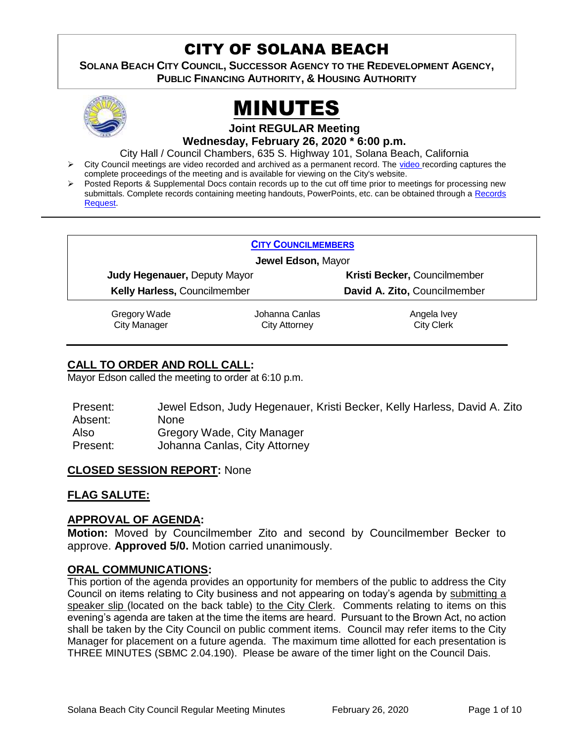# CITY OF SOLANA BEACH

**SOLANA BEACH CITY COUNCIL, SUCCESSOR AGENCY TO THE REDEVELOPMENT AGENCY, PUBLIC FINANCING AUTHORITY, & HOUSING AUTHORITY**

# MINUTES

**Joint REGULAR Meeting**

**Wednesday, February 26, 2020 * 6:00 p.m.**

City Hall / Council Chambers, 635 S. Highway 101, Solana Beach, California

- City Council meetings are video recorded and archived as a permanent record. The video recording captures the complete proceedings of the meeting and is available for viewing on the City's website.
- Posted Reports & Supplemental Docs contain records up to the cut off time prior to meetings for processing new submittals. Complete records containing meeting handouts, PowerPoints, etc. can be obtained through a Records Request.

---

**CITY COUNCILMEMBERS**

**Jewel Edson,** Mayor

**Judy Hegenauer,** Deputy Mayor

**Kristi Becker,** Councilmember

**Kelly Harless,** Councilmember

**David A. Zito,** Councilmember

Gregory Wade, City Manager

Johanna Canlas, City Attorney

Angela Ivey, City Clerk

---

## CALL TO ORDER AND ROLL CALL:

Mayor Edson called the meeting to order at 6:10 p.m.

| | |
|---|---|
| Present: | Jewel Edson, Judy Hegenauer, Kristi Becker, Kelly Harless, David A. Zito |
| Absent: | None |
| Also Present: | Gregory Wade, City Manager<br>Johanna Canlas, City Attorney |

## CLOSED SESSION REPORT: None

## FLAG SALUTE:

## APPROVAL OF AGENDA:

**Motion:** Moved by Councilmember Zito and second by Councilmember Becker to approve. **Approved 5/0.** Motion carried unanimously.

## ORAL COMMUNICATIONS:

This portion of the agenda provides an opportunity for members of the public to address the City Council on items relating to City business and not appearing on today's agenda by submitting a speaker slip (located on the back table) to the City Clerk. Comments relating to items on this evening's agenda are taken at the time the items are heard. Pursuant to the Brown Act, no action shall be taken by the City Council on public comment items. Council may refer items to the City Manager for placement on a future agenda. The maximum time allotted for each presentation is THREE MINUTES (SBMC 2.04.190). Please be aware of the timer light on the Council Dais.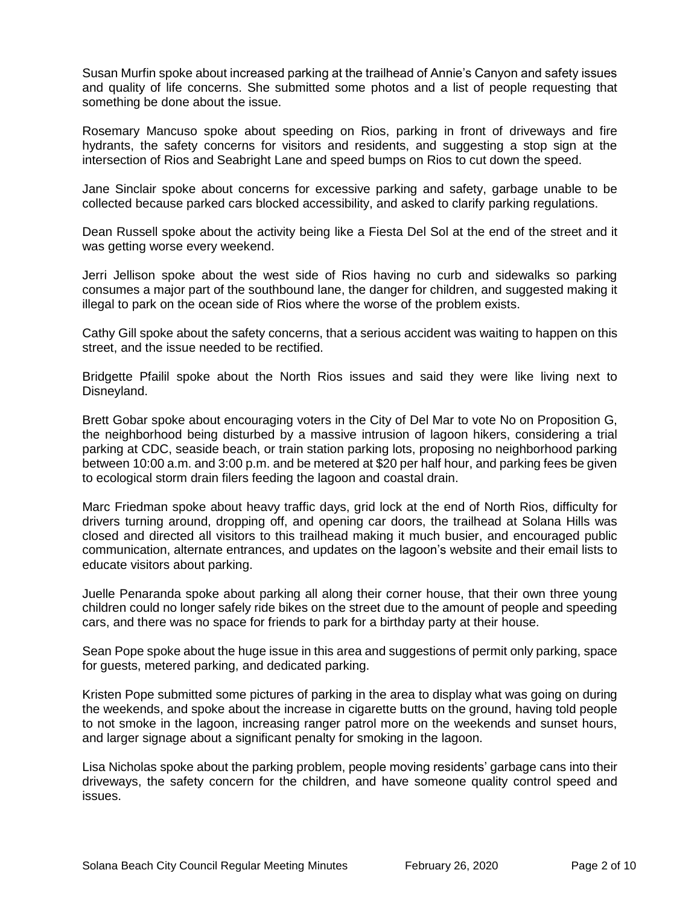Susan Murfin spoke about increased parking at the trailhead of Annie's Canyon and safety issues and quality of life concerns. She submitted some photos and a list of people requesting that something be done about the issue.

Rosemary Mancuso spoke about speeding on Rios, parking in front of driveways and fire hydrants, the safety concerns for visitors and residents, and suggesting a stop sign at the intersection of Rios and Seabright Lane and speed bumps on Rios to cut down the speed.

Jane Sinclair spoke about concerns for excessive parking and safety, garbage unable to be collected because parked cars blocked accessibility, and asked to clarify parking regulations.

Dean Russell spoke about the activity being like a Fiesta Del Sol at the end of the street and it was getting worse every weekend.

Jerri Jellison spoke about the west side of Rios having no curb and sidewalks so parking consumes a major part of the southbound lane, the danger for children, and suggested making it illegal to park on the ocean side of Rios where the worse of the problem exists.

Cathy Gill spoke about the safety concerns, that a serious accident was waiting to happen on this street, and the issue needed to be rectified.

Bridgette Pfailil spoke about the North Rios issues and said they were like living next to Disneyland.

Brett Gobar spoke about encouraging voters in the City of Del Mar to vote No on Proposition G, the neighborhood being disturbed by a massive intrusion of lagoon hikers, considering a trial parking at CDC, seaside beach, or train station parking lots, proposing no neighborhood parking between 10:00 a.m. and 3:00 p.m. and be metered at $20 per half hour, and parking fees be given to ecological storm drain filers feeding the lagoon and coastal drain.

Marc Friedman spoke about heavy traffic days, grid lock at the end of North Rios, difficulty for drivers turning around, dropping off, and opening car doors, the trailhead at Solana Hills was closed and directed all visitors to this trailhead making it much busier, and encouraged public communication, alternate entrances, and updates on the lagoon's website and their email lists to educate visitors about parking.

Juelle Penaranda spoke about parking all along their corner house, that their own three young children could no longer safely ride bikes on the street due to the amount of people and speeding cars, and there was no space for friends to park for a birthday party at their house.

Sean Pope spoke about the huge issue in this area and suggestions of permit only parking, space for guests, metered parking, and dedicated parking.

Kristen Pope submitted some pictures of parking in the area to display what was going on during the weekends, and spoke about the increase in cigarette butts on the ground, having told people to not smoke in the lagoon, increasing ranger patrol more on the weekends and sunset hours, and larger signage about a significant penalty for smoking in the lagoon.

Lisa Nicholas spoke about the parking problem, people moving residents' garbage cans into their driveways, the safety concern for the children, and have someone quality control speed and issues.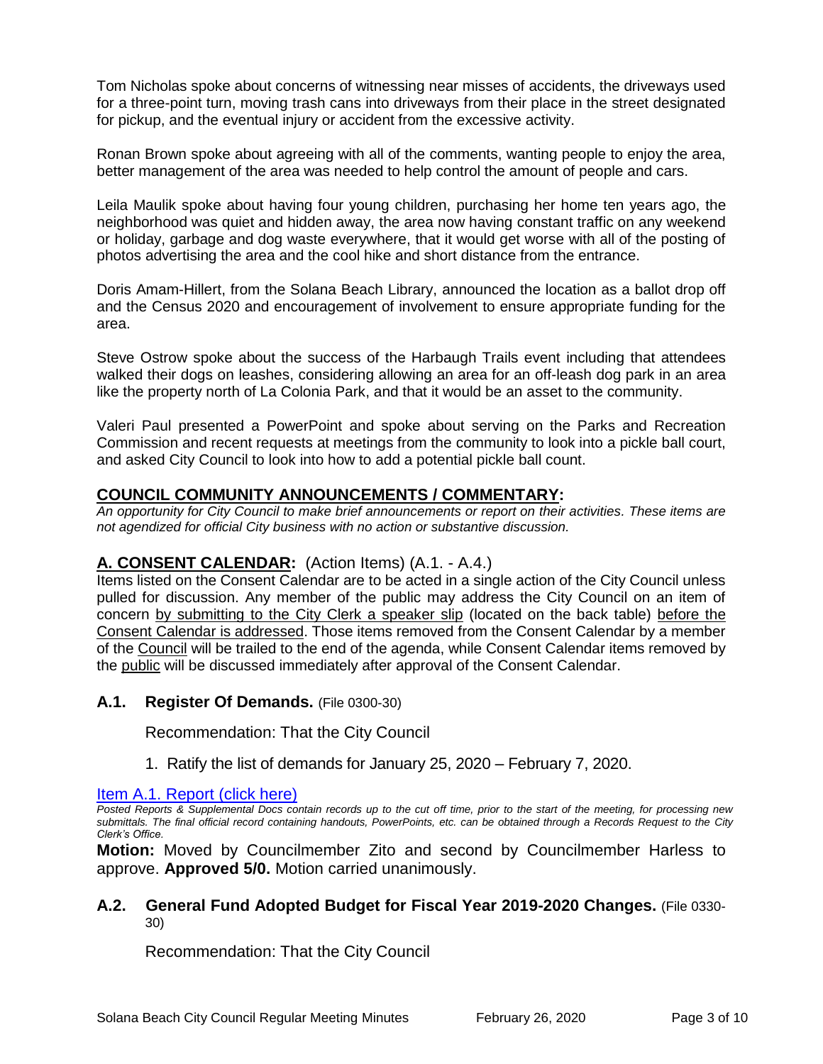Tom Nicholas spoke about concerns of witnessing near misses of accidents, the driveways used for a three-point turn, moving trash cans into driveways from their place in the street designated for pickup, and the eventual injury or accident from the excessive activity.

Ronan Brown spoke about agreeing with all of the comments, wanting people to enjoy the area, better management of the area was needed to help control the amount of people and cars.

Leila Maulik spoke about having four young children, purchasing her home ten years ago, the neighborhood was quiet and hidden away, the area now having constant traffic on any weekend or holiday, garbage and dog waste everywhere, that it would get worse with all of the posting of photos advertising the area and the cool hike and short distance from the entrance.

Doris Amam-Hillert, from the Solana Beach Library, announced the location as a ballot drop off and the Census 2020 and encouragement of involvement to ensure appropriate funding for the area.

Steve Ostrow spoke about the success of the Harbaugh Trails event including that attendees walked their dogs on leashes, considering allowing an area for an off-leash dog park in an area like the property north of La Colonia Park, and that it would be an asset to the community.

Valeri Paul presented a PowerPoint and spoke about serving on the Parks and Recreation Commission and recent requests at meetings from the community to look into a pickle ball court, and asked City Council to look into how to add a potential pickle ball count.

## COUNCIL COMMUNITY ANNOUNCEMENTS / COMMENTARY:

*An opportunity for City Council to make brief announcements or report on their activities. These items are not agendized for official City business with no action or substantive discussion.*

## A. CONSENT CALENDAR: (Action Items) (A.1. - A.4.)

Items listed on the Consent Calendar are to be acted in a single action of the City Council unless pulled for discussion. Any member of the public may address the City Council on an item of concern by submitting to the City Clerk a speaker slip (located on the back table) before the Consent Calendar is addressed. Those items removed from the Consent Calendar by a member of the Council will be trailed to the end of the agenda, while Consent Calendar items removed by the public will be discussed immediately after approval of the Consent Calendar.

### A.1. Register Of Demands. (File 0300-30)

Recommendation: That the City Council

1. Ratify the list of demands for January 25, 2020 – February 7, 2020.

Item A.1. Report (click here)

*Posted Reports & Supplemental Docs contain records up to the cut off time, prior to the start of the meeting, for processing new submittals. The final official record containing handouts, PowerPoints, etc. can be obtained through a Records Request to the City Clerk's Office.*

**Motion:** Moved by Councilmember Zito and second by Councilmember Harless to approve. **Approved 5/0.** Motion carried unanimously.

### A.2. General Fund Adopted Budget for Fiscal Year 2019-2020 Changes. (File 0330-30)

Recommendation: That the City Council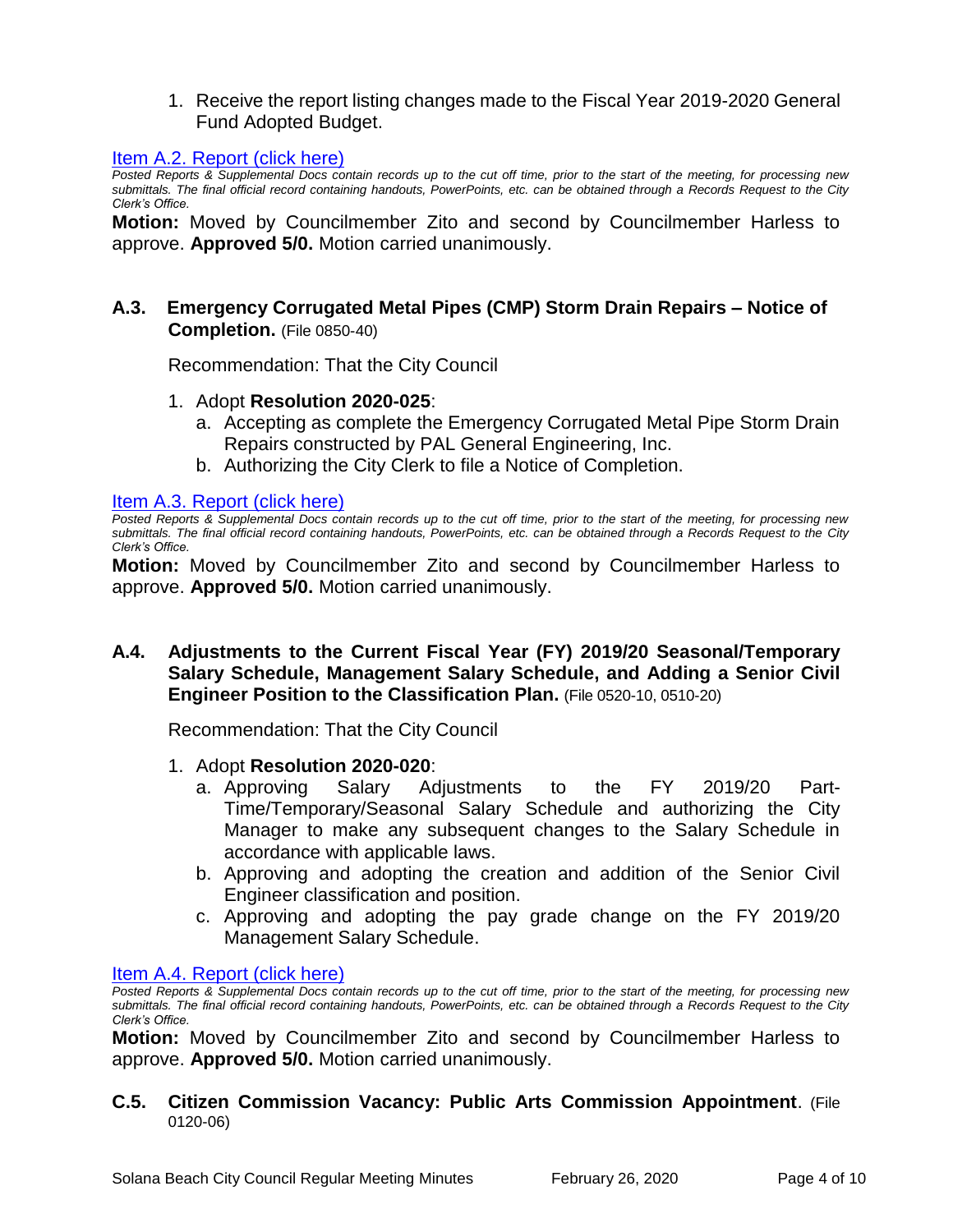1. Receive the report listing changes made to the Fiscal Year 2019-2020 General Fund Adopted Budget.

[Item A.2. Report (click here)]

*Posted Reports & Supplemental Docs contain records up to the cut off time, prior to the start of the meeting, for processing new submittals. The final official record containing handouts, PowerPoints, etc. can be obtained through a Records Request to the City Clerk's Office.*

**Motion:** Moved by Councilmember Zito and second by Councilmember Harless to approve. **Approved 5/0.** Motion carried unanimously.

### A.3. Emergency Corrugated Metal Pipes (CMP) Storm Drain Repairs – Notice of Completion. (File 0850-40)

Recommendation: That the City Council

1. Adopt **Resolution 2020-025**:
   a. Accepting as complete the Emergency Corrugated Metal Pipe Storm Drain Repairs constructed by PAL General Engineering, Inc.
   b. Authorizing the City Clerk to file a Notice of Completion.

[Item A.3. Report (click here)]

*Posted Reports & Supplemental Docs contain records up to the cut off time, prior to the start of the meeting, for processing new submittals. The final official record containing handouts, PowerPoints, etc. can be obtained through a Records Request to the City Clerk's Office.*

**Motion:** Moved by Councilmember Zito and second by Councilmember Harless to approve. **Approved 5/0.** Motion carried unanimously.

### A.4. Adjustments to the Current Fiscal Year (FY) 2019/20 Seasonal/Temporary Salary Schedule, Management Salary Schedule, and Adding a Senior Civil Engineer Position to the Classification Plan. (File 0520-10, 0510-20)

Recommendation: That the City Council

1. Adopt **Resolution 2020-020**:
   a. Approving Salary Adjustments to the FY 2019/20 Part-Time/Temporary/Seasonal Salary Schedule and authorizing the City Manager to make any subsequent changes to the Salary Schedule in accordance with applicable laws.
   b. Approving and adopting the creation and addition of the Senior Civil Engineer classification and position.
   c. Approving and adopting the pay grade change on the FY 2019/20 Management Salary Schedule.

[Item A.4. Report (click here)]

*Posted Reports & Supplemental Docs contain records up to the cut off time, prior to the start of the meeting, for processing new submittals. The final official record containing handouts, PowerPoints, etc. can be obtained through a Records Request to the City Clerk's Office.*

**Motion:** Moved by Councilmember Zito and second by Councilmember Harless to approve. **Approved 5/0.** Motion carried unanimously.

### C.5. Citizen Commission Vacancy: Public Arts Commission Appointment. (File 0120-06)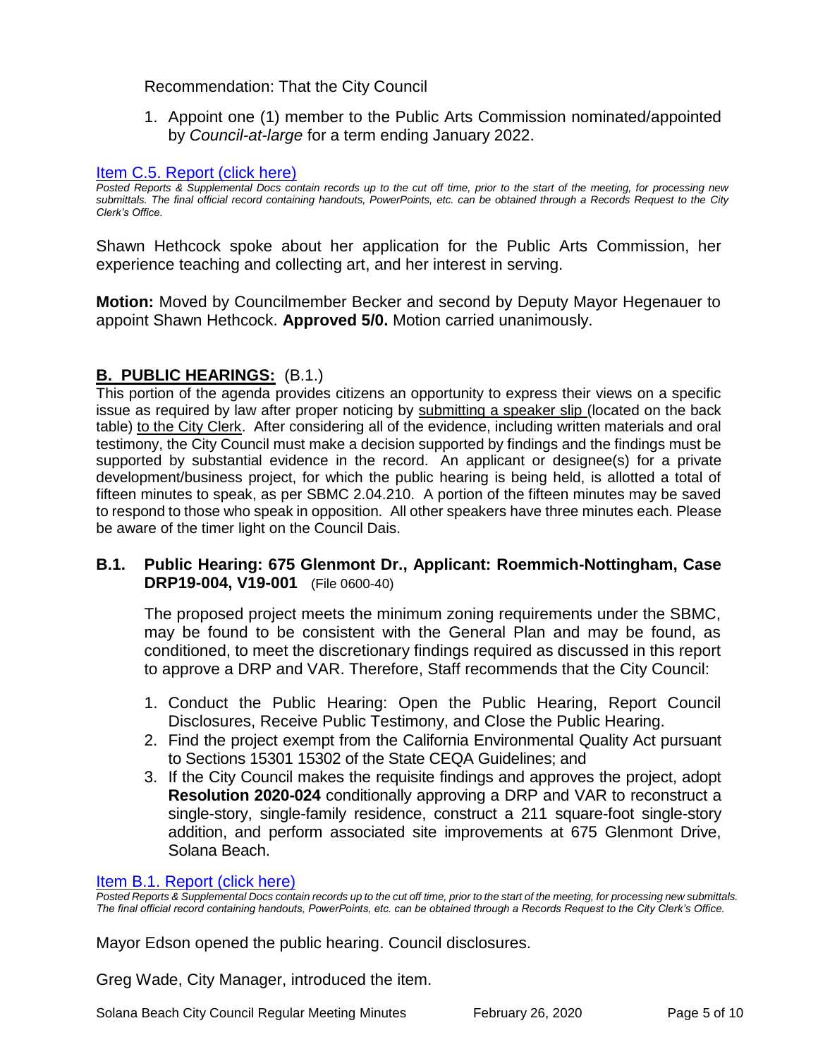Recommendation: That the City Council

1. Appoint one (1) member to the Public Arts Commission nominated/appointed by *Council-at-large* for a term ending January 2022.

[Item C.5. Report (click here)]

*Posted Reports & Supplemental Docs contain records up to the cut off time, prior to the start of the meeting, for processing new submittals. The final official record containing handouts, PowerPoints, etc. can be obtained through a Records Request to the City Clerk's Office.*

Shawn Hethcock spoke about her application for the Public Arts Commission, her experience teaching and collecting art, and her interest in serving.

**Motion:** Moved by Councilmember Becker and second by Deputy Mayor Hegenauer to appoint Shawn Hethcock. **Approved 5/0.** Motion carried unanimously.

## B. PUBLIC HEARINGS: (B.1.)

This portion of the agenda provides citizens an opportunity to express their views on a specific issue as required by law after proper noticing by submitting a speaker slip (located on the back table) to the City Clerk. After considering all of the evidence, including written materials and oral testimony, the City Council must make a decision supported by findings and the findings must be supported by substantial evidence in the record. An applicant or designee(s) for a private development/business project, for which the public hearing is being held, is allotted a total of fifteen minutes to speak, as per SBMC 2.04.210. A portion of the fifteen minutes may be saved to respond to those who speak in opposition. All other speakers have three minutes each. Please be aware of the timer light on the Council Dais.

### B.1. Public Hearing: 675 Glenmont Dr., Applicant: Roemmich-Nottingham, Case DRP19-004, V19-001 (File 0600-40)

The proposed project meets the minimum zoning requirements under the SBMC, may be found to be consistent with the General Plan and may be found, as conditioned, to meet the discretionary findings required as discussed in this report to approve a DRP and VAR. Therefore, Staff recommends that the City Council:

1. Conduct the Public Hearing: Open the Public Hearing, Report Council Disclosures, Receive Public Testimony, and Close the Public Hearing.
2. Find the project exempt from the California Environmental Quality Act pursuant to Sections 15301 15302 of the State CEQA Guidelines; and
3. If the City Council makes the requisite findings and approves the project, adopt **Resolution 2020-024** conditionally approving a DRP and VAR to reconstruct a single-story, single-family residence, construct a 211 square-foot single-story addition, and perform associated site improvements at 675 Glenmont Drive, Solana Beach.

[Item B.1. Report (click here)]

*Posted Reports & Supplemental Docs contain records up to the cut off time, prior to the start of the meeting, for processing new submittals. The final official record containing handouts, PowerPoints, etc. can be obtained through a Records Request to the City Clerk's Office.*

Mayor Edson opened the public hearing. Council disclosures.

Greg Wade, City Manager, introduced the item.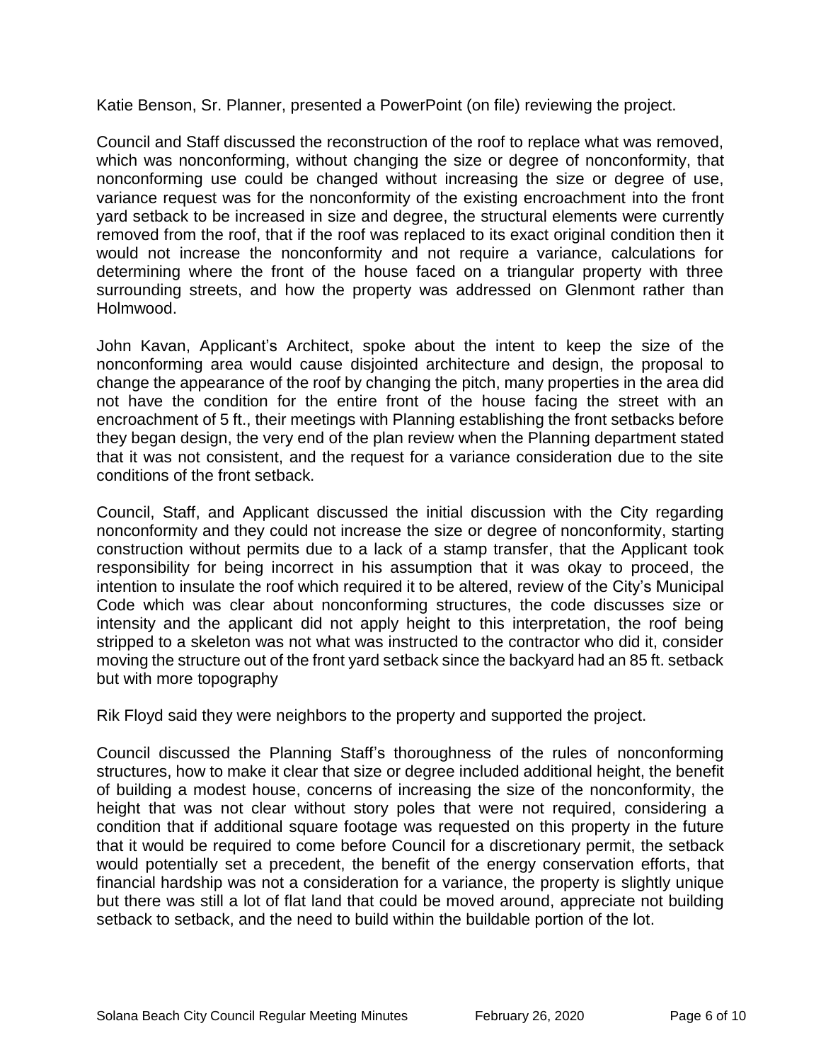Katie Benson, Sr. Planner, presented a PowerPoint (on file) reviewing the project.

Council and Staff discussed the reconstruction of the roof to replace what was removed, which was nonconforming, without changing the size or degree of nonconformity, that nonconforming use could be changed without increasing the size or degree of use, variance request was for the nonconformity of the existing encroachment into the front yard setback to be increased in size and degree, the structural elements were currently removed from the roof, that if the roof was replaced to its exact original condition then it would not increase the nonconformity and not require a variance, calculations for determining where the front of the house faced on a triangular property with three surrounding streets, and how the property was addressed on Glenmont rather than Holmwood.

John Kavan, Applicant's Architect, spoke about the intent to keep the size of the nonconforming area would cause disjointed architecture and design, the proposal to change the appearance of the roof by changing the pitch, many properties in the area did not have the condition for the entire front of the house facing the street with an encroachment of 5 ft., their meetings with Planning establishing the front setbacks before they began design, the very end of the plan review when the Planning department stated that it was not consistent, and the request for a variance consideration due to the site conditions of the front setback.

Council, Staff, and Applicant discussed the initial discussion with the City regarding nonconformity and they could not increase the size or degree of nonconformity, starting construction without permits due to a lack of a stamp transfer, that the Applicant took responsibility for being incorrect in his assumption that it was okay to proceed, the intention to insulate the roof which required it to be altered, review of the City's Municipal Code which was clear about nonconforming structures, the code discusses size or intensity and the applicant did not apply height to this interpretation, the roof being stripped to a skeleton was not what was instructed to the contractor who did it, consider moving the structure out of the front yard setback since the backyard had an 85 ft. setback but with more topography

Rik Floyd said they were neighbors to the property and supported the project.

Council discussed the Planning Staff's thoroughness of the rules of nonconforming structures, how to make it clear that size or degree included additional height, the benefit of building a modest house, concerns of increasing the size of the nonconformity, the height that was not clear without story poles that were not required, considering a condition that if additional square footage was requested on this property in the future that it would be required to come before Council for a discretionary permit, the setback would potentially set a precedent, the benefit of the energy conservation efforts, that financial hardship was not a consideration for a variance, the property is slightly unique but there was still a lot of flat land that could be moved around, appreciate not building setback to setback, and the need to build within the buildable portion of the lot.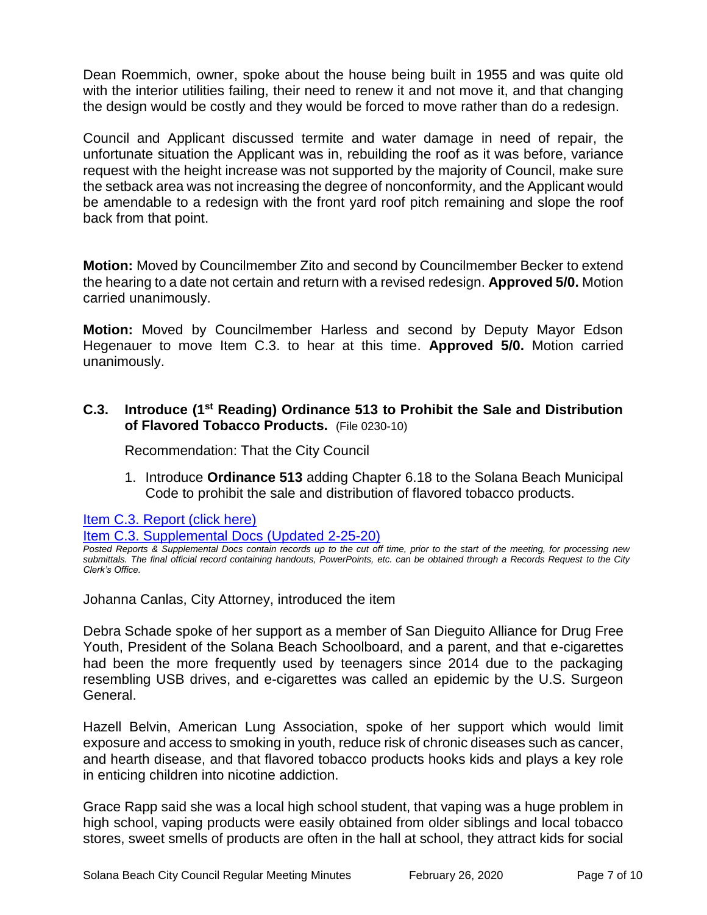Dean Roemmich, owner, spoke about the house being built in 1955 and was quite old with the interior utilities failing, their need to renew it and not move it, and that changing the design would be costly and they would be forced to move rather than do a redesign.

Council and Applicant discussed termite and water damage in need of repair, the unfortunate situation the Applicant was in, rebuilding the roof as it was before, variance request with the height increase was not supported by the majority of Council, make sure the setback area was not increasing the degree of nonconformity, and the Applicant would be amendable to a redesign with the front yard roof pitch remaining and slope the roof back from that point.

**Motion:** Moved by Councilmember Zito and second by Councilmember Becker to extend the hearing to a date not certain and return with a revised redesign. **Approved 5/0.** Motion carried unanimously.

**Motion:** Moved by Councilmember Harless and second by Deputy Mayor Edson Hegenauer to move Item C.3. to hear at this time. **Approved 5/0.** Motion carried unanimously.

### C.3. Introduce (1st Reading) Ordinance 513 to Prohibit the Sale and Distribution of Flavored Tobacco Products. (File 0230-10)

Recommendation: That the City Council

1. Introduce **Ordinance 513** adding Chapter 6.18 to the Solana Beach Municipal Code to prohibit the sale and distribution of flavored tobacco products.

Item C.3. Report (click here)

Item C.3. Supplemental Docs (Updated 2-25-20)

*Posted Reports & Supplemental Docs contain records up to the cut off time, prior to the start of the meeting, for processing new submittals. The final official record containing handouts, PowerPoints, etc. can be obtained through a Records Request to the City Clerk's Office.*

Johanna Canlas, City Attorney, introduced the item

Debra Schade spoke of her support as a member of San Dieguito Alliance for Drug Free Youth, President of the Solana Beach Schoolboard, and a parent, and that e-cigarettes had been the more frequently used by teenagers since 2014 due to the packaging resembling USB drives, and e-cigarettes was called an epidemic by the U.S. Surgeon General.

Hazell Belvin, American Lung Association, spoke of her support which would limit exposure and access to smoking in youth, reduce risk of chronic diseases such as cancer, and hearth disease, and that flavored tobacco products hooks kids and plays a key role in enticing children into nicotine addiction.

Grace Rapp said she was a local high school student, that vaping was a huge problem in high school, vaping products were easily obtained from older siblings and local tobacco stores, sweet smells of products are often in the hall at school, they attract kids for social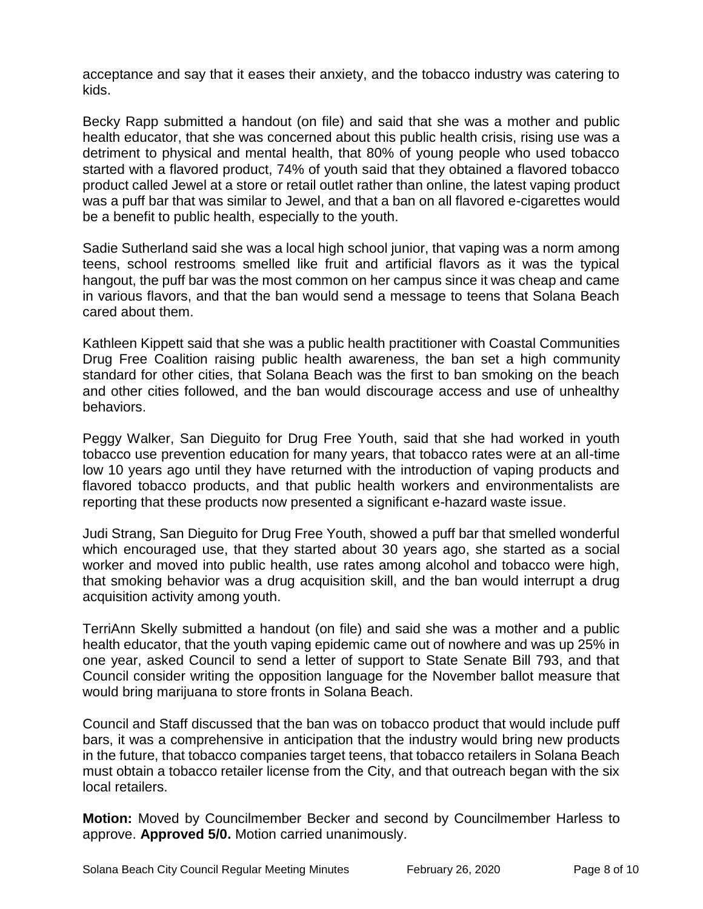acceptance and say that it eases their anxiety, and the tobacco industry was catering to kids.

Becky Rapp submitted a handout (on file) and said that she was a mother and public health educator, that she was concerned about this public health crisis, rising use was a detriment to physical and mental health, that 80% of young people who used tobacco started with a flavored product, 74% of youth said that they obtained a flavored tobacco product called Jewel at a store or retail outlet rather than online, the latest vaping product was a puff bar that was similar to Jewel, and that a ban on all flavored e-cigarettes would be a benefit to public health, especially to the youth.

Sadie Sutherland said she was a local high school junior, that vaping was a norm among teens, school restrooms smelled like fruit and artificial flavors as it was the typical hangout, the puff bar was the most common on her campus since it was cheap and came in various flavors, and that the ban would send a message to teens that Solana Beach cared about them.

Kathleen Kippett said that she was a public health practitioner with Coastal Communities Drug Free Coalition raising public health awareness, the ban set a high community standard for other cities, that Solana Beach was the first to ban smoking on the beach and other cities followed, and the ban would discourage access and use of unhealthy behaviors.

Peggy Walker, San Dieguito for Drug Free Youth, said that she had worked in youth tobacco use prevention education for many years, that tobacco rates were at an all-time low 10 years ago until they have returned with the introduction of vaping products and flavored tobacco products, and that public health workers and environmentalists are reporting that these products now presented a significant e-hazard waste issue.

Judi Strang, San Dieguito for Drug Free Youth, showed a puff bar that smelled wonderful which encouraged use, that they started about 30 years ago, she started as a social worker and moved into public health, use rates among alcohol and tobacco were high, that smoking behavior was a drug acquisition skill, and the ban would interrupt a drug acquisition activity among youth.

TerriAnn Skelly submitted a handout (on file) and said she was a mother and a public health educator, that the youth vaping epidemic came out of nowhere and was up 25% in one year, asked Council to send a letter of support to State Senate Bill 793, and that Council consider writing the opposition language for the November ballot measure that would bring marijuana to store fronts in Solana Beach.

Council and Staff discussed that the ban was on tobacco product that would include puff bars, it was a comprehensive in anticipation that the industry would bring new products in the future, that tobacco companies target teens, that tobacco retailers in Solana Beach must obtain a tobacco retailer license from the City, and that outreach began with the six local retailers.

**Motion:** Moved by Councilmember Becker and second by Councilmember Harless to approve. **Approved 5/0.** Motion carried unanimously.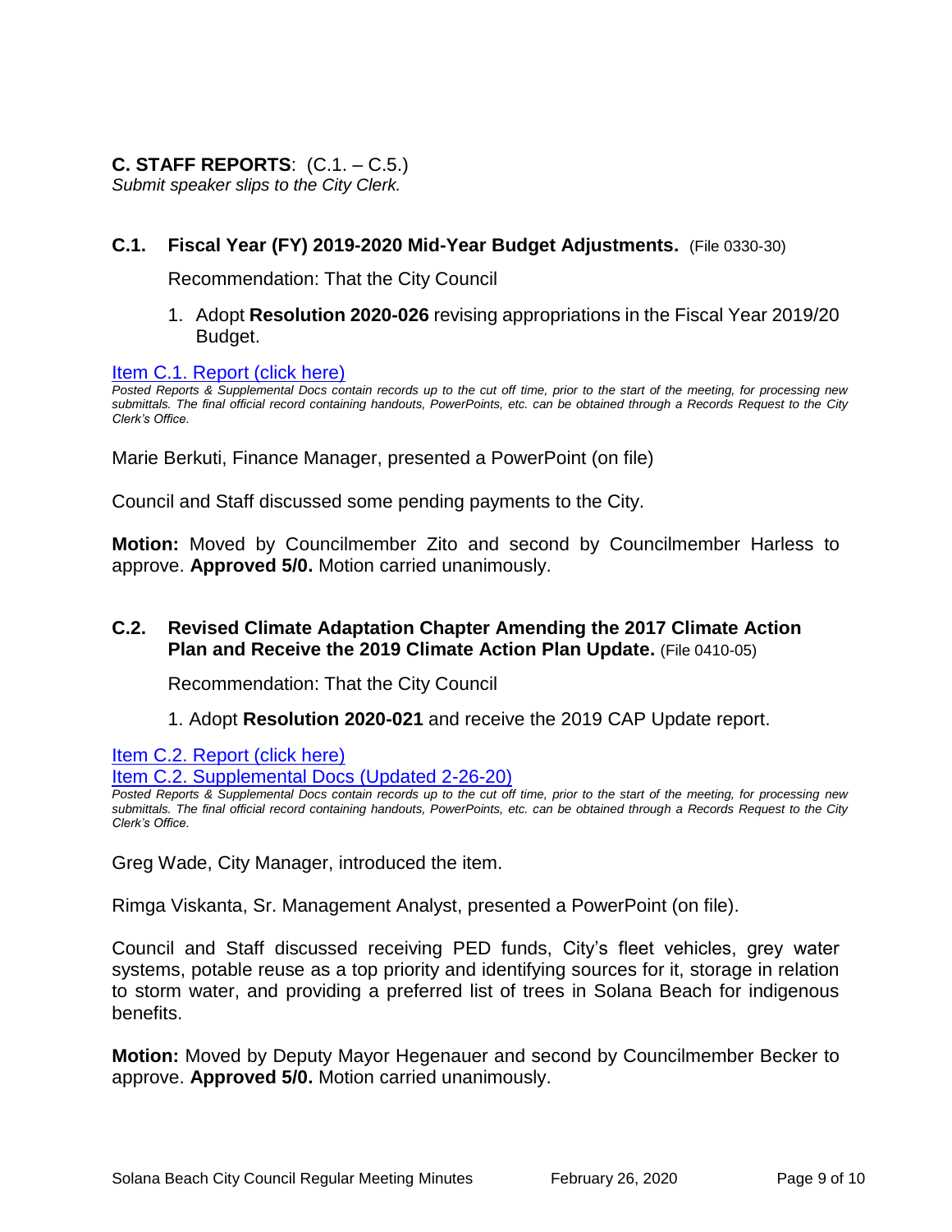## C. STAFF REPORTS: (C.1. – C.5.)

*Submit speaker slips to the City Clerk.*

### C.1. Fiscal Year (FY) 2019-2020 Mid-Year Budget Adjustments. (File 0330-30)

Recommendation: That the City Council

1. Adopt **Resolution 2020-026** revising appropriations in the Fiscal Year 2019/20 Budget.

Item C.1. Report (click here)

*Posted Reports & Supplemental Docs contain records up to the cut off time, prior to the start of the meeting, for processing new submittals. The final official record containing handouts, PowerPoints, etc. can be obtained through a Records Request to the City Clerk's Office.*

Marie Berkuti, Finance Manager, presented a PowerPoint (on file)

Council and Staff discussed some pending payments to the City.

**Motion:** Moved by Councilmember Zito and second by Councilmember Harless to approve. **Approved 5/0.** Motion carried unanimously.

### C.2. Revised Climate Adaptation Chapter Amending the 2017 Climate Action Plan and Receive the 2019 Climate Action Plan Update. (File 0410-05)

Recommendation: That the City Council

1. Adopt **Resolution 2020-021** and receive the 2019 CAP Update report.

Item C.2. Report (click here)

Item C.2. Supplemental Docs (Updated 2-26-20)

*Posted Reports & Supplemental Docs contain records up to the cut off time, prior to the start of the meeting, for processing new submittals. The final official record containing handouts, PowerPoints, etc. can be obtained through a Records Request to the City Clerk's Office.*

Greg Wade, City Manager, introduced the item.

Rimga Viskanta, Sr. Management Analyst, presented a PowerPoint (on file).

Council and Staff discussed receiving PED funds, City's fleet vehicles, grey water systems, potable reuse as a top priority and identifying sources for it, storage in relation to storm water, and providing a preferred list of trees in Solana Beach for indigenous benefits.

**Motion:** Moved by Deputy Mayor Hegenauer and second by Councilmember Becker to approve. **Approved 5/0.** Motion carried unanimously.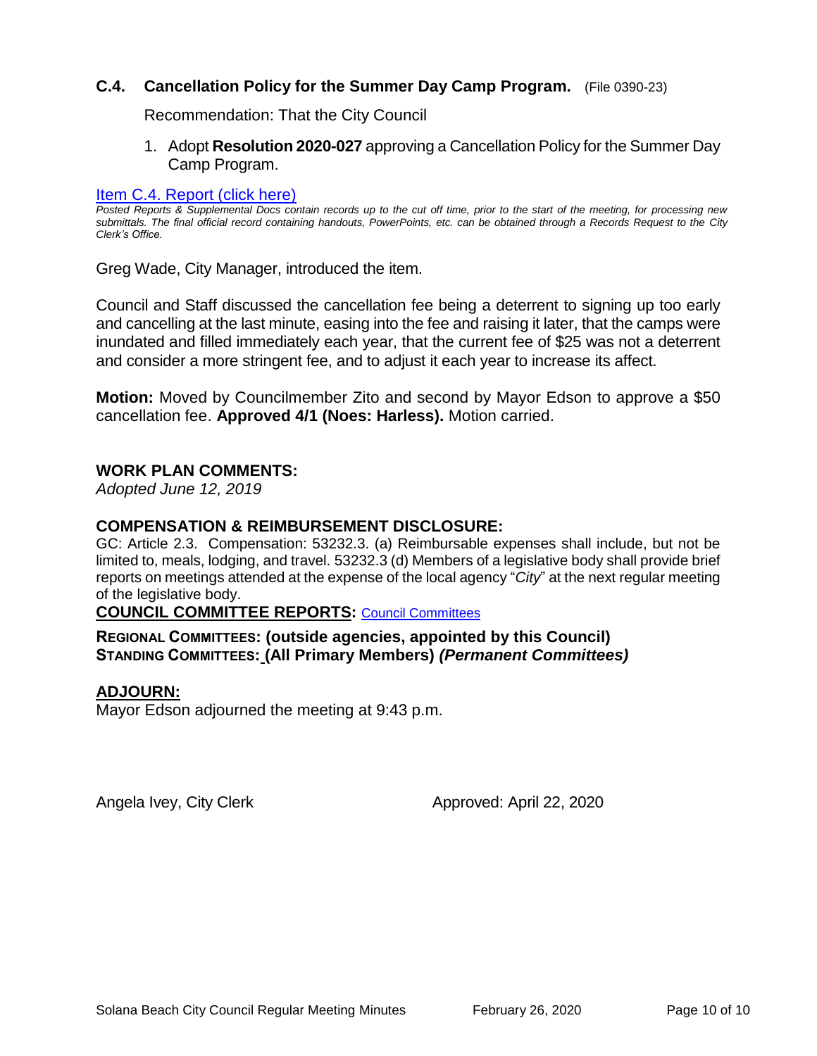### C.4. Cancellation Policy for the Summer Day Camp Program. (File 0390-23)

Recommendation: That the City Council

1. Adopt **Resolution 2020-027** approving a Cancellation Policy for the Summer Day Camp Program.

[Item C.4. Report (click here)](#)

*Posted Reports & Supplemental Docs contain records up to the cut off time, prior to the start of the meeting, for processing new submittals. The final official record containing handouts, PowerPoints, etc. can be obtained through a Records Request to the City Clerk's Office.*

Greg Wade, City Manager, introduced the item.

Council and Staff discussed the cancellation fee being a deterrent to signing up too early and cancelling at the last minute, easing into the fee and raising it later, that the camps were inundated and filled immediately each year, that the current fee of $25 was not a deterrent and consider a more stringent fee, and to adjust it each year to increase its affect.

**Motion:** Moved by Councilmember Zito and second by Mayor Edson to approve a $50 cancellation fee. **Approved 4/1 (Noes: Harless).** Motion carried.

## WORK PLAN COMMENTS:

*Adopted June 12, 2019*

## COMPENSATION & REIMBURSEMENT DISCLOSURE:

GC: Article 2.3. Compensation: 53232.3. (a) Reimbursable expenses shall include, but not be limited to, meals, lodging, and travel. 53232.3 (d) Members of a legislative body shall provide brief reports on meetings attended at the expense of the local agency "*City*" at the next regular meeting of the legislative body.

## COUNCIL COMMITTEE REPORTS: [Council Committees](#)

**REGIONAL COMMITTEES: (outside agencies, appointed by this Council)**
**STANDING COMMITTEES: (All Primary Members) *(Permanent Committees)***

## ADJOURN:

Mayor Edson adjourned the meeting at 9:43 p.m.

Angela Ivey, City Clerk

Approved: April 22, 2020